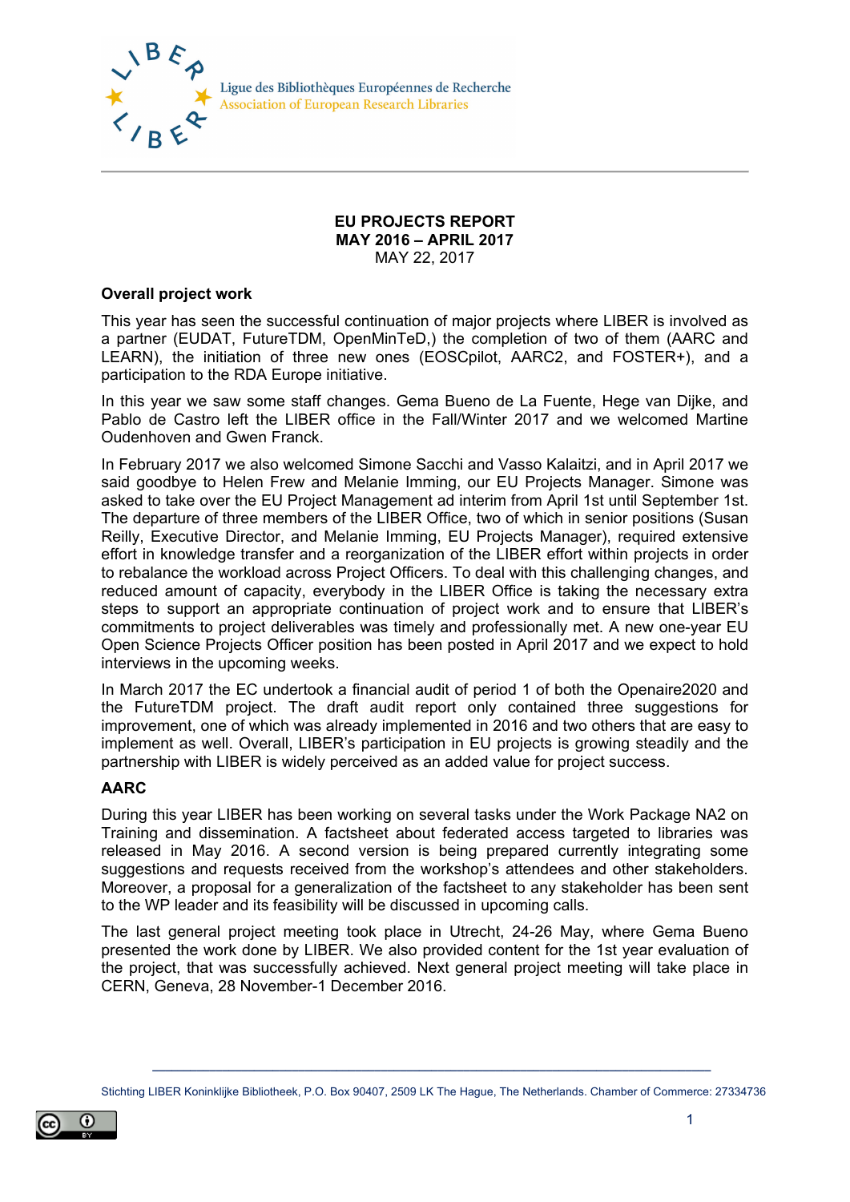Ligue des Bibliothèques Européennes de Recherche
Association of European Research Libraries

**EU PROJECTS REPORT**
**MAY 2016 – APRIL 2017**
MAY 22, 2017

## Overall project work

This year has seen the successful continuation of major projects where LIBER is involved as a partner (EUDAT, FutureTDM, OpenMinTeD,) the completion of two of them (AARC and LEARN), the initiation of three new ones (EOSCpilot, AARC2, and FOSTER+), and a participation to the RDA Europe initiative.

In this year we saw some staff changes. Gema Bueno de La Fuente, Hege van Dijke, and Pablo de Castro left the LIBER office in the Fall/Winter 2017 and we welcomed Martine Oudenhoven and Gwen Franck.

In February 2017 we also welcomed Simone Sacchi and Vasso Kalaitzi, and in April 2017 we said goodbye to Helen Frew and Melanie Imming, our EU Projects Manager. Simone was asked to take over the EU Project Management ad interim from April 1st until September 1st. The departure of three members of the LIBER Office, two of which in senior positions (Susan Reilly, Executive Director, and Melanie Imming, EU Projects Manager), required extensive effort in knowledge transfer and a reorganization of the LIBER effort within projects in order to rebalance the workload across Project Officers. To deal with this challenging changes, and reduced amount of capacity, everybody in the LIBER Office is taking the necessary extra steps to support an appropriate continuation of project work and to ensure that LIBER's commitments to project deliverables was timely and professionally met. A new one-year EU Open Science Projects Officer position has been posted in April 2017 and we expect to hold interviews in the upcoming weeks.

In March 2017 the EC undertook a financial audit of period 1 of both the Openaire2020 and the FutureTDM project. The draft audit report only contained three suggestions for improvement, one of which was already implemented in 2016 and two others that are easy to implement as well. Overall, LIBER's participation in EU projects is growing steadily and the partnership with LIBER is widely perceived as an added value for project success.

## AARC

During this year LIBER has been working on several tasks under the Work Package NA2 on Training and dissemination. A factsheet about federated access targeted to libraries was released in May 2016. A second version is being prepared currently integrating some suggestions and requests received from the workshop's attendees and other stakeholders. Moreover, a proposal for a generalization of the factsheet to any stakeholder has been sent to the WP leader and its feasibility will be discussed in upcoming calls.

The last general project meeting took place in Utrecht, 24-26 May, where Gema Bueno presented the work done by LIBER. We also provided content for the 1st year evaluation of the project, that was successfully achieved. Next general project meeting will take place in CERN, Geneva, 28 November-1 December 2016.

Stichting LIBER Koninklijke Bibliotheek, P.O. Box 90407, 2509 LK The Hague, The Netherlands. Chamber of Commerce: 27334736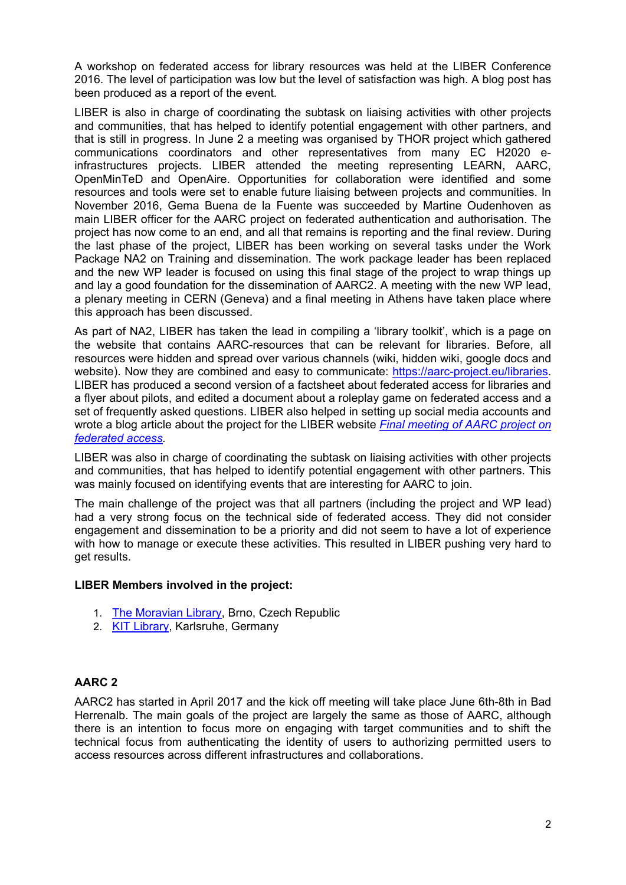A workshop on federated access for library resources was held at the LIBER Conference 2016. The level of participation was low but the level of satisfaction was high. A blog post has been produced as a report of the event.

LIBER is also in charge of coordinating the subtask on liaising activities with other projects and communities, that has helped to identify potential engagement with other partners, and that is still in progress. In June 2 a meeting was organised by THOR project which gathered communications coordinators and other representatives from many EC H2020 e-infrastructures projects. LIBER attended the meeting representing LEARN, AARC, OpenMinTeD and OpenAire. Opportunities for collaboration were identified and some resources and tools were set to enable future liaising between projects and communities. In November 2016, Gema Buena de la Fuente was succeeded by Martine Oudenhoven as main LIBER officer for the AARC project on federated authentication and authorisation. The project has now come to an end, and all that remains is reporting and the final review. During the last phase of the project, LIBER has been working on several tasks under the Work Package NA2 on Training and dissemination. The work package leader has been replaced and the new WP leader is focused on using this final stage of the project to wrap things up and lay a good foundation for the dissemination of AARC2. A meeting with the new WP lead, a plenary meeting in CERN (Geneva) and a final meeting in Athens have taken place where this approach has been discussed.

As part of NA2, LIBER has taken the lead in compiling a 'library toolkit', which is a page on the website that contains AARC-resources that can be relevant for libraries. Before, all resources were hidden and spread over various channels (wiki, hidden wiki, google docs and website). Now they are combined and easy to communicate: [https://aarc-project.eu/libraries](https://aarc-project.eu/libraries). LIBER has produced a second version of a factsheet about federated access for libraries and a flyer about pilots, and edited a document about a roleplay game on federated access and a set of frequently asked questions. LIBER also helped in setting up social media accounts and wrote a blog article about the project for the LIBER website *[Final meeting of AARC project on federated access](#)*.

LIBER was also in charge of coordinating the subtask on liaising activities with other projects and communities, that has helped to identify potential engagement with other partners. This was mainly focused on identifying events that are interesting for AARC to join.

The main challenge of the project was that all partners (including the project and WP lead) had a very strong focus on the technical side of federated access. They did not consider engagement and dissemination to be a priority and did not seem to have a lot of experience with how to manage or execute these activities. This resulted in LIBER pushing very hard to get results.

**LIBER Members involved in the project:**

1. [The Moravian Library](#), Brno, Czech Republic
2. [KIT Library](#), Karlsruhe, Germany

**AARC 2**

AARC2 has started in April 2017 and the kick off meeting will take place June 6th-8th in Bad Herrenalb. The main goals of the project are largely the same as those of AARC, although there is an intention to focus more on engaging with target communities and to shift the technical focus from authenticating the identity of users to authorizing permitted users to access resources across different infrastructures and collaborations.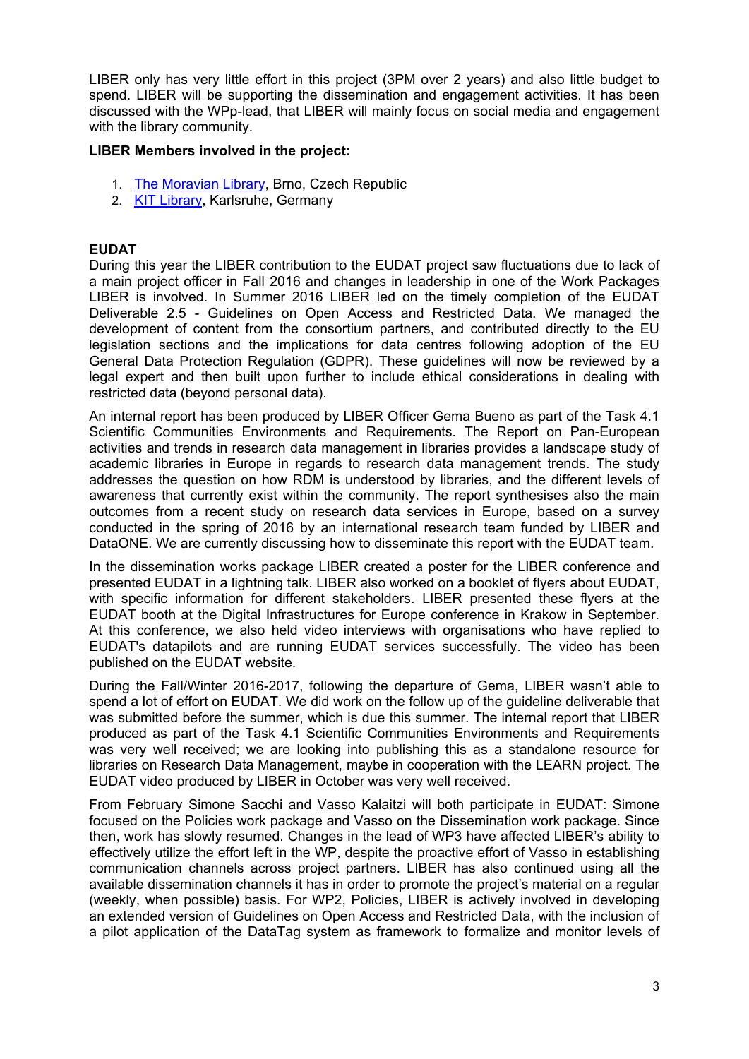LIBER only has very little effort in this project (3PM over 2 years) and also little budget to spend. LIBER will be supporting the dissemination and engagement activities. It has been discussed with the WPp-lead, that LIBER will mainly focus on social media and engagement with the library community.

**LIBER Members involved in the project:**

1. [The Moravian Library](), Brno, Czech Republic
2. [KIT Library](), Karlsruhe, Germany

**EUDAT**

During this year the LIBER contribution to the EUDAT project saw fluctuations due to lack of a main project officer in Fall 2016 and changes in leadership in one of the Work Packages LIBER is involved. In Summer 2016 LIBER led on the timely completion of the EUDAT Deliverable 2.5 - Guidelines on Open Access and Restricted Data. We managed the development of content from the consortium partners, and contributed directly to the EU legislation sections and the implications for data centres following adoption of the EU General Data Protection Regulation (GDPR). These guidelines will now be reviewed by a legal expert and then built upon further to include ethical considerations in dealing with restricted data (beyond personal data).

An internal report has been produced by LIBER Officer Gema Bueno as part of the Task 4.1 Scientific Communities Environments and Requirements. The Report on Pan-European activities and trends in research data management in libraries provides a landscape study of academic libraries in Europe in regards to research data management trends. The study addresses the question on how RDM is understood by libraries, and the different levels of awareness that currently exist within the community. The report synthesises also the main outcomes from a recent study on research data services in Europe, based on a survey conducted in the spring of 2016 by an international research team funded by LIBER and DataONE. We are currently discussing how to disseminate this report with the EUDAT team.

In the dissemination works package LIBER created a poster for the LIBER conference and presented EUDAT in a lightning talk. LIBER also worked on a booklet of flyers about EUDAT, with specific information for different stakeholders. LIBER presented these flyers at the EUDAT booth at the Digital Infrastructures for Europe conference in Krakow in September. At this conference, we also held video interviews with organisations who have replied to EUDAT's datapilots and are running EUDAT services successfully. The video has been published on the EUDAT website.

During the Fall/Winter 2016-2017, following the departure of Gema, LIBER wasn't able to spend a lot of effort on EUDAT. We did work on the follow up of the guideline deliverable that was submitted before the summer, which is due this summer. The internal report that LIBER produced as part of the Task 4.1 Scientific Communities Environments and Requirements was very well received; we are looking into publishing this as a standalone resource for libraries on Research Data Management, maybe in cooperation with the LEARN project. The EUDAT video produced by LIBER in October was very well received.

From February Simone Sacchi and Vasso Kalaitzi will both participate in EUDAT: Simone focused on the Policies work package and Vasso on the Dissemination work package. Since then, work has slowly resumed. Changes in the lead of WP3 have affected LIBER's ability to effectively utilize the effort left in the WP, despite the proactive effort of Vasso in establishing communication channels across project partners. LIBER has also continued using all the available dissemination channels it has in order to promote the project's material on a regular (weekly, when possible) basis. For WP2, Policies, LIBER is actively involved in developing an extended version of Guidelines on Open Access and Restricted Data, with the inclusion of a pilot application of the DataTag system as framework to formalize and monitor levels of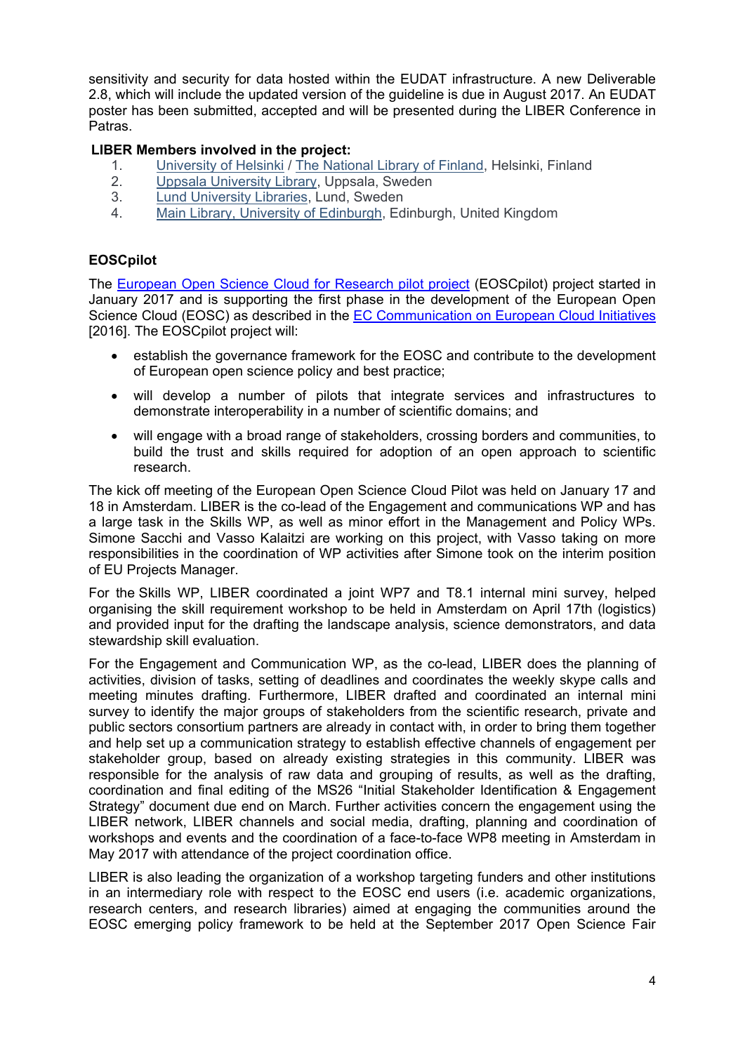sensitivity and security for data hosted within the EUDAT infrastructure. A new Deliverable 2.8, which will include the updated version of the guideline is due in August 2017. An EUDAT poster has been submitted, accepted and will be presented during the LIBER Conference in Patras.

**LIBER Members involved in the project:**

1. University of Helsinki / The National Library of Finland, Helsinki, Finland
2. Uppsala University Library, Uppsala, Sweden
3. Lund University Libraries, Lund, Sweden
4. Main Library, University of Edinburgh, Edinburgh, United Kingdom

### EOSCpilot

The European Open Science Cloud for Research pilot project (EOSCpilot) project started in January 2017 and is supporting the first phase in the development of the European Open Science Cloud (EOSC) as described in the EC Communication on European Cloud Initiatives [2016]. The EOSCpilot project will:

- establish the governance framework for the EOSC and contribute to the development of European open science policy and best practice;
- will develop a number of pilots that integrate services and infrastructures to demonstrate interoperability in a number of scientific domains; and
- will engage with a broad range of stakeholders, crossing borders and communities, to build the trust and skills required for adoption of an open approach to scientific research.

The kick off meeting of the European Open Science Cloud Pilot was held on January 17 and 18 in Amsterdam. LIBER is the co-lead of the Engagement and communications WP and has a large task in the Skills WP, as well as minor effort in the Management and Policy WPs. Simone Sacchi and Vasso Kalaitzi are working on this project, with Vasso taking on more responsibilities in the coordination of WP activities after Simone took on the interim position of EU Projects Manager.

For the Skills WP, LIBER coordinated a joint WP7 and T8.1 internal mini survey, helped organising the skill requirement workshop to be held in Amsterdam on April 17th (logistics) and provided input for the drafting the landscape analysis, science demonstrators, and data stewardship skill evaluation.

For the Engagement and Communication WP, as the co-lead, LIBER does the planning of activities, division of tasks, setting of deadlines and coordinates the weekly skype calls and meeting minutes drafting. Furthermore, LIBER drafted and coordinated an internal mini survey to identify the major groups of stakeholders from the scientific research, private and public sectors consortium partners are already in contact with, in order to bring them together and help set up a communication strategy to establish effective channels of engagement per stakeholder group, based on already existing strategies in this community. LIBER was responsible for the analysis of raw data and grouping of results, as well as the drafting, coordination and final editing of the MS26 "Initial Stakeholder Identification & Engagement Strategy" document due end on March. Further activities concern the engagement using the LIBER network, LIBER channels and social media, drafting, planning and coordination of workshops and events and the coordination of a face-to-face WP8 meeting in Amsterdam in May 2017 with attendance of the project coordination office.

LIBER is also leading the organization of a workshop targeting funders and other institutions in an intermediary role with respect to the EOSC end users (i.e. academic organizations, research centers, and research libraries) aimed at engaging the communities around the EOSC emerging policy framework to be held at the September 2017 Open Science Fair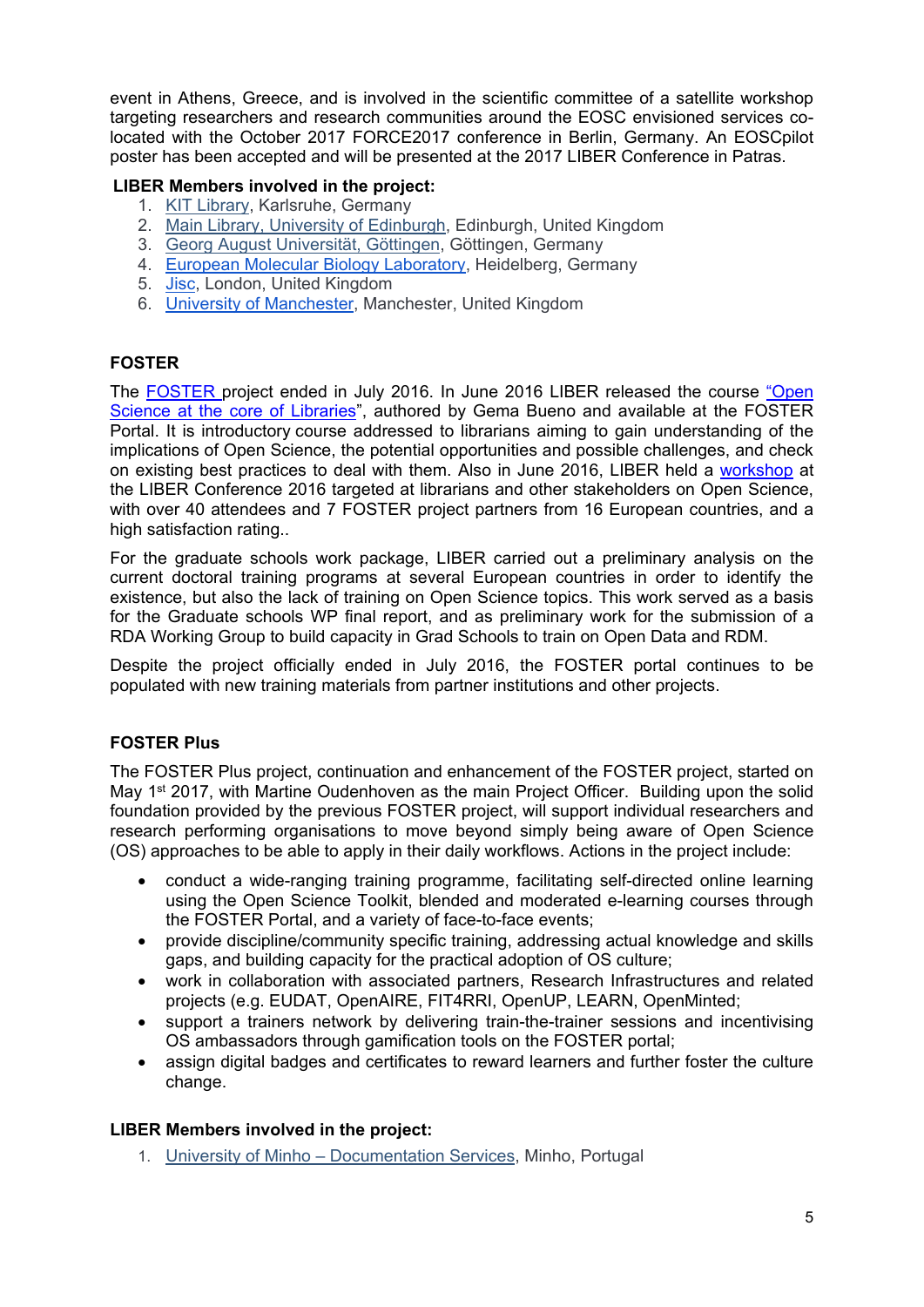event in Athens, Greece, and is involved in the scientific committee of a satellite workshop targeting researchers and research communities around the EOSC envisioned services co-located with the October 2017 FORCE2017 conference in Berlin, Germany. An EOSCpilot poster has been accepted and will be presented at the 2017 LIBER Conference in Patras.

**LIBER Members involved in the project:**

1. KIT Library, Karlsruhe, Germany
2. Main Library, University of Edinburgh, Edinburgh, United Kingdom
3. Georg August Universität, Göttingen, Göttingen, Germany
4. European Molecular Biology Laboratory, Heidelberg, Germany
5. Jisc, London, United Kingdom
6. University of Manchester, Manchester, United Kingdom

## FOSTER

The FOSTER project ended in July 2016. In June 2016 LIBER released the course "Open Science at the core of Libraries", authored by Gema Bueno and available at the FOSTER Portal. It is introductory course addressed to librarians aiming to gain understanding of the implications of Open Science, the potential opportunities and possible challenges, and check on existing best practices to deal with them. Also in June 2016, LIBER held a workshop at the LIBER Conference 2016 targeted at librarians and other stakeholders on Open Science, with over 40 attendees and 7 FOSTER project partners from 16 European countries, and a high satisfaction rating..

For the graduate schools work package, LIBER carried out a preliminary analysis on the current doctoral training programs at several European countries in order to identify the existence, but also the lack of training on Open Science topics. This work served as a basis for the Graduate schools WP final report, and as preliminary work for the submission of a RDA Working Group to build capacity in Grad Schools to train on Open Data and RDM.

Despite the project officially ended in July 2016, the FOSTER portal continues to be populated with new training materials from partner institutions and other projects.

## FOSTER Plus

The FOSTER Plus project, continuation and enhancement of the FOSTER project, started on May 1st 2017, with Martine Oudenhoven as the main Project Officer. Building upon the solid foundation provided by the previous FOSTER project, will support individual researchers and research performing organisations to move beyond simply being aware of Open Science (OS) approaches to be able to apply in their daily workflows. Actions in the project include:

- conduct a wide-ranging training programme, facilitating self-directed online learning using the Open Science Toolkit, blended and moderated e-learning courses through the FOSTER Portal, and a variety of face-to-face events;
- provide discipline/community specific training, addressing actual knowledge and skills gaps, and building capacity for the practical adoption of OS culture;
- work in collaboration with associated partners, Research Infrastructures and related projects (e.g. EUDAT, OpenAIRE, FIT4RRI, OpenUP, LEARN, OpenMinted;
- support a trainers network by delivering train-the-trainer sessions and incentivising OS ambassadors through gamification tools on the FOSTER portal;
- assign digital badges and certificates to reward learners and further foster the culture change.

**LIBER Members involved in the project:**

1. University of Minho – Documentation Services, Minho, Portugal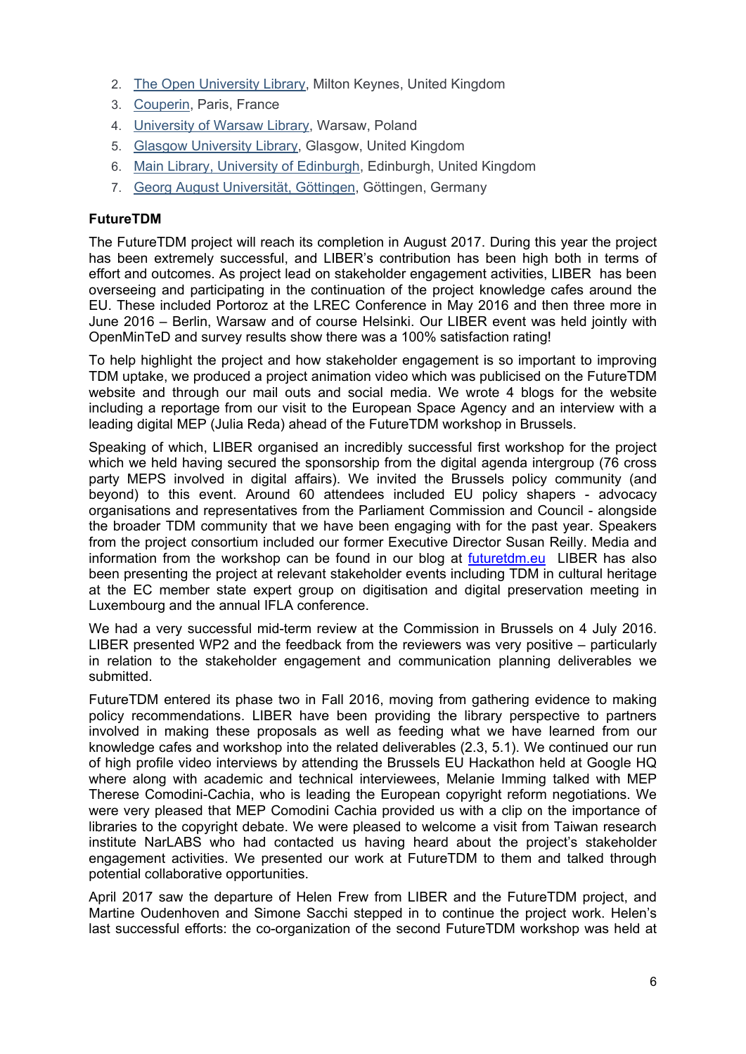2. The Open University Library, Milton Keynes, United Kingdom
3. Couperin, Paris, France
4. University of Warsaw Library, Warsaw, Poland
5. Glasgow University Library, Glasgow, United Kingdom
6. Main Library, University of Edinburgh, Edinburgh, United Kingdom
7. Georg August Universität, Göttingen, Göttingen, Germany

**FutureTDM**

The FutureTDM project will reach its completion in August 2017. During this year the project has been extremely successful, and LIBER's contribution has been high both in terms of effort and outcomes. As project lead on stakeholder engagement activities, LIBER has been overseeing and participating in the continuation of the project knowledge cafes around the EU. These included Portoroz at the LREC Conference in May 2016 and then three more in June 2016 – Berlin, Warsaw and of course Helsinki. Our LIBER event was held jointly with OpenMinTeD and survey results show there was a 100% satisfaction rating!

To help highlight the project and how stakeholder engagement is so important to improving TDM uptake, we produced a project animation video which was publicised on the FutureTDM website and through our mail outs and social media. We wrote 4 blogs for the website including a reportage from our visit to the European Space Agency and an interview with a leading digital MEP (Julia Reda) ahead of the FutureTDM workshop in Brussels.

Speaking of which, LIBER organised an incredibly successful first workshop for the project which we held having secured the sponsorship from the digital agenda intergroup (76 cross party MEPS involved in digital affairs). We invited the Brussels policy community (and beyond) to this event. Around 60 attendees included EU policy shapers - advocacy organisations and representatives from the Parliament Commission and Council - alongside the broader TDM community that we have been engaging with for the past year. Speakers from the project consortium included our former Executive Director Susan Reilly. Media and information from the workshop can be found in our blog at futuretdm.eu LIBER has also been presenting the project at relevant stakeholder events including TDM in cultural heritage at the EC member state expert group on digitisation and digital preservation meeting in Luxembourg and the annual IFLA conference.

We had a very successful mid-term review at the Commission in Brussels on 4 July 2016. LIBER presented WP2 and the feedback from the reviewers was very positive – particularly in relation to the stakeholder engagement and communication planning deliverables we submitted.

FutureTDM entered its phase two in Fall 2016, moving from gathering evidence to making policy recommendations. LIBER have been providing the library perspective to partners involved in making these proposals as well as feeding what we have learned from our knowledge cafes and workshop into the related deliverables (2.3, 5.1). We continued our run of high profile video interviews by attending the Brussels EU Hackathon held at Google HQ where along with academic and technical interviewees, Melanie Imming talked with MEP Therese Comodini-Cachia, who is leading the European copyright reform negotiations. We were very pleased that MEP Comodini Cachia provided us with a clip on the importance of libraries to the copyright debate. We were pleased to welcome a visit from Taiwan research institute NarLABS who had contacted us having heard about the project's stakeholder engagement activities. We presented our work at FutureTDM to them and talked through potential collaborative opportunities.

April 2017 saw the departure of Helen Frew from LIBER and the FutureTDM project, and Martine Oudenhoven and Simone Sacchi stepped in to continue the project work. Helen's last successful efforts: the co-organization of the second FutureTDM workshop was held at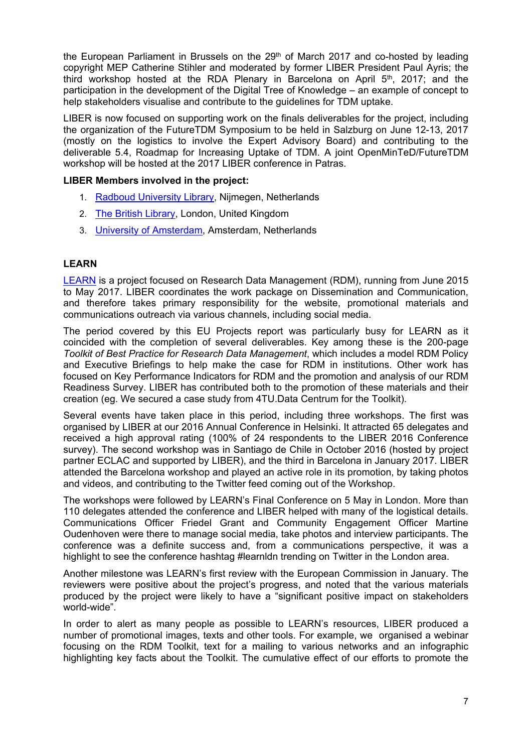the European Parliament in Brussels on the 29th of March 2017 and co-hosted by leading copyright MEP Catherine Stihler and moderated by former LIBER President Paul Ayris; the third workshop hosted at the RDA Plenary in Barcelona on April 5th, 2017; and the participation in the development of the Digital Tree of Knowledge – an example of concept to help stakeholders visualise and contribute to the guidelines for TDM uptake.

LIBER is now focused on supporting work on the finals deliverables for the project, including the organization of the FutureTDM Symposium to be held in Salzburg on June 12-13, 2017 (mostly on the logistics to involve the Expert Advisory Board) and contributing to the deliverable 5.4, Roadmap for Increasing Uptake of TDM. A joint OpenMinTeD/FutureTDM workshop will be hosted at the 2017 LIBER conference in Patras.

**LIBER Members involved in the project:**

1. Radboud University Library, Nijmegen, Netherlands
2. The British Library, London, United Kingdom
3. University of Amsterdam, Amsterdam, Netherlands

## LEARN

LEARN is a project focused on Research Data Management (RDM), running from June 2015 to May 2017. LIBER coordinates the work package on Dissemination and Communication, and therefore takes primary responsibility for the website, promotional materials and communications outreach via various channels, including social media.

The period covered by this EU Projects report was particularly busy for LEARN as it coincided with the completion of several deliverables. Key among these is the 200-page *Toolkit of Best Practice for Research Data Management*, which includes a model RDM Policy and Executive Briefings to help make the case for RDM in institutions. Other work has focused on Key Performance Indicators for RDM and the promotion and analysis of our RDM Readiness Survey. LIBER has contributed both to the promotion of these materials and their creation (eg. We secured a case study from 4TU.Data Centrum for the Toolkit).

Several events have taken place in this period, including three workshops. The first was organised by LIBER at our 2016 Annual Conference in Helsinki. It attracted 65 delegates and received a high approval rating (100% of 24 respondents to the LIBER 2016 Conference survey). The second workshop was in Santiago de Chile in October 2016 (hosted by project partner ECLAC and supported by LIBER), and the third in Barcelona in January 2017. LIBER attended the Barcelona workshop and played an active role in its promotion, by taking photos and videos, and contributing to the Twitter feed coming out of the Workshop.

The workshops were followed by LEARN's Final Conference on 5 May in London. More than 110 delegates attended the conference and LIBER helped with many of the logistical details. Communications Officer Friedel Grant and Community Engagement Officer Martine Oudenhoven were there to manage social media, take photos and interview participants. The conference was a definite success and, from a communications perspective, it was a highlight to see the conference hashtag #learnldn trending on Twitter in the London area.

Another milestone was LEARN's first review with the European Commission in January. The reviewers were positive about the project's progress, and noted that the various materials produced by the project were likely to have a "significant positive impact on stakeholders world-wide".

In order to alert as many people as possible to LEARN's resources, LIBER produced a number of promotional images, texts and other tools. For example, we organised a webinar focusing on the RDM Toolkit, text for a mailing to various networks and an infographic highlighting key facts about the Toolkit. The cumulative effect of our efforts to promote the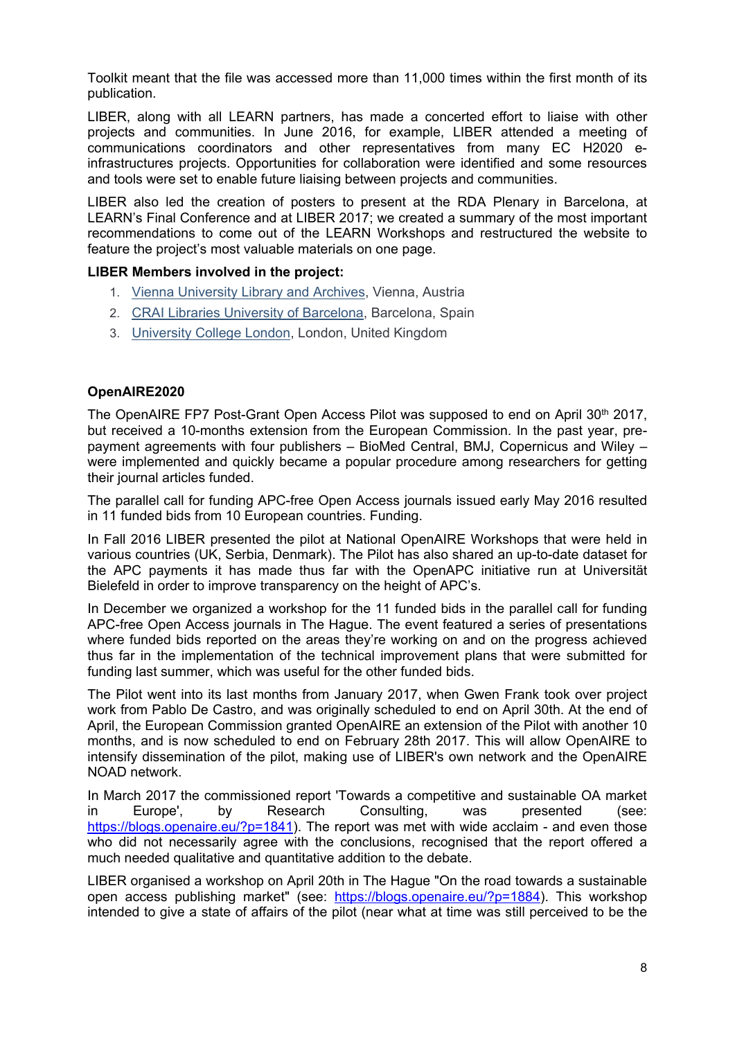Toolkit meant that the file was accessed more than 11,000 times within the first month of its publication.

LIBER, along with all LEARN partners, has made a concerted effort to liaise with other projects and communities. In June 2016, for example, LIBER attended a meeting of communications coordinators and other representatives from many EC H2020 e-infrastructures projects. Opportunities for collaboration were identified and some resources and tools were set to enable future liaising between projects and communities.

LIBER also led the creation of posters to present at the RDA Plenary in Barcelona, at LEARN's Final Conference and at LIBER 2017; we created a summary of the most important recommendations to come out of the LEARN Workshops and restructured the website to feature the project's most valuable materials on one page.

**LIBER Members involved in the project:**

1. Vienna University Library and Archives, Vienna, Austria
2. CRAI Libraries University of Barcelona, Barcelona, Spain
3. University College London, London, United Kingdom

**OpenAIRE2020**

The OpenAIRE FP7 Post-Grant Open Access Pilot was supposed to end on April 30th 2017, but received a 10-months extension from the European Commission. In the past year, pre-payment agreements with four publishers – BioMed Central, BMJ, Copernicus and Wiley – were implemented and quickly became a popular procedure among researchers for getting their journal articles funded.

The parallel call for funding APC-free Open Access journals issued early May 2016 resulted in 11 funded bids from 10 European countries. Funding.

In Fall 2016 LIBER presented the pilot at National OpenAIRE Workshops that were held in various countries (UK, Serbia, Denmark). The Pilot has also shared an up-to-date dataset for the APC payments it has made thus far with the OpenAPC initiative run at Universität Bielefeld in order to improve transparency on the height of APC's.

In December we organized a workshop for the 11 funded bids in the parallel call for funding APC-free Open Access journals in The Hague. The event featured a series of presentations where funded bids reported on the areas they're working on and on the progress achieved thus far in the implementation of the technical improvement plans that were submitted for funding last summer, which was useful for the other funded bids.

The Pilot went into its last months from January 2017, when Gwen Frank took over project work from Pablo De Castro, and was originally scheduled to end on April 30th. At the end of April, the European Commission granted OpenAIRE an extension of the Pilot with another 10 months, and is now scheduled to end on February 28th 2017. This will allow OpenAIRE to intensify dissemination of the pilot, making use of LIBER's own network and the OpenAIRE NOAD network.

In March 2017 the commissioned report 'Towards a competitive and sustainable OA market in Europe', by Research Consulting, was presented (see: https://blogs.openaire.eu/?p=1841). The report was met with wide acclaim - and even those who did not necessarily agree with the conclusions, recognised that the report offered a much needed qualitative and quantitative addition to the debate.

LIBER organised a workshop on April 20th in The Hague "On the road towards a sustainable open access publishing market" (see: https://blogs.openaire.eu/?p=1884). This workshop intended to give a state of affairs of the pilot (near what at time was still perceived to be the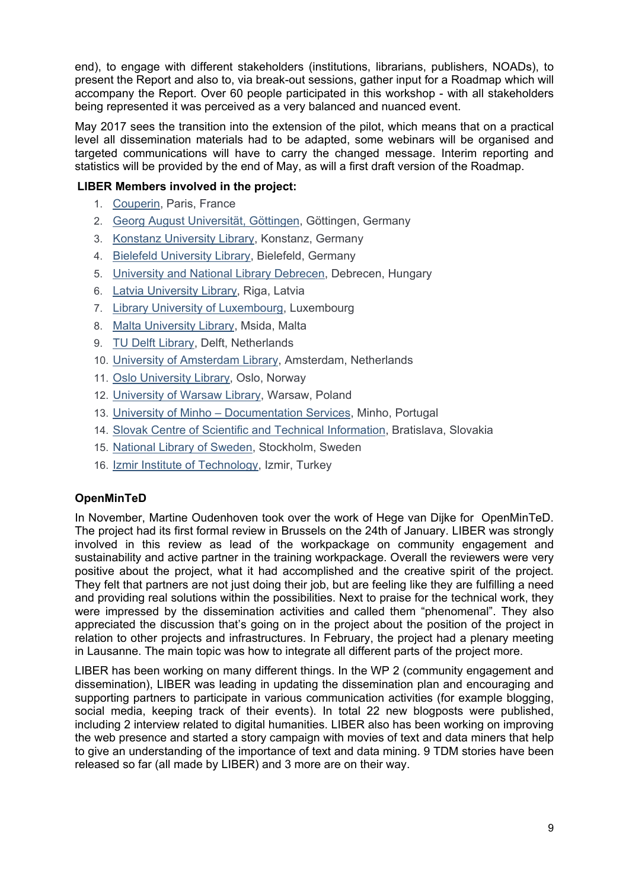end), to engage with different stakeholders (institutions, librarians, publishers, NOADs), to present the Report and also to, via break-out sessions, gather input for a Roadmap which will accompany the Report. Over 60 people participated in this workshop - with all stakeholders being represented it was perceived as a very balanced and nuanced event.

May 2017 sees the transition into the extension of the pilot, which means that on a practical level all dissemination materials had to be adapted, some webinars will be organised and targeted communications will have to carry the changed message. Interim reporting and statistics will be provided by the end of May, as will a first draft version of the Roadmap.

**LIBER Members involved in the project:**

1. Couperin, Paris, France
2. Georg August Universität, Göttingen, Göttingen, Germany
3. Konstanz University Library, Konstanz, Germany
4. Bielefeld University Library, Bielefeld, Germany
5. University and National Library Debrecen, Debrecen, Hungary
6. Latvia University Library, Riga, Latvia
7. Library University of Luxembourg, Luxembourg
8. Malta University Library, Msida, Malta
9. TU Delft Library, Delft, Netherlands
10. University of Amsterdam Library, Amsterdam, Netherlands
11. Oslo University Library, Oslo, Norway
12. University of Warsaw Library, Warsaw, Poland
13. University of Minho – Documentation Services, Minho, Portugal
14. Slovak Centre of Scientific and Technical Information, Bratislava, Slovakia
15. National Library of Sweden, Stockholm, Sweden
16. Izmir Institute of Technology, Izmir, Turkey

**OpenMinTeD**

In November, Martine Oudenhoven took over the work of Hege van Dijke for OpenMinTeD. The project had its first formal review in Brussels on the 24th of January. LIBER was strongly involved in this review as lead of the workpackage on community engagement and sustainability and active partner in the training workpackage. Overall the reviewers were very positive about the project, what it had accomplished and the creative spirit of the project. They felt that partners are not just doing their job, but are feeling like they are fulfilling a need and providing real solutions within the possibilities. Next to praise for the technical work, they were impressed by the dissemination activities and called them "phenomenal". They also appreciated the discussion that's going on in the project about the position of the project in relation to other projects and infrastructures. In February, the project had a plenary meeting in Lausanne. The main topic was how to integrate all different parts of the project more.

LIBER has been working on many different things. In the WP 2 (community engagement and dissemination), LIBER was leading in updating the dissemination plan and encouraging and supporting partners to participate in various communication activities (for example blogging, social media, keeping track of their events). In total 22 new blogposts were published, including 2 interview related to digital humanities. LIBER also has been working on improving the web presence and started a story campaign with movies of text and data miners that help to give an understanding of the importance of text and data mining. 9 TDM stories have been released so far (all made by LIBER) and 3 more are on their way.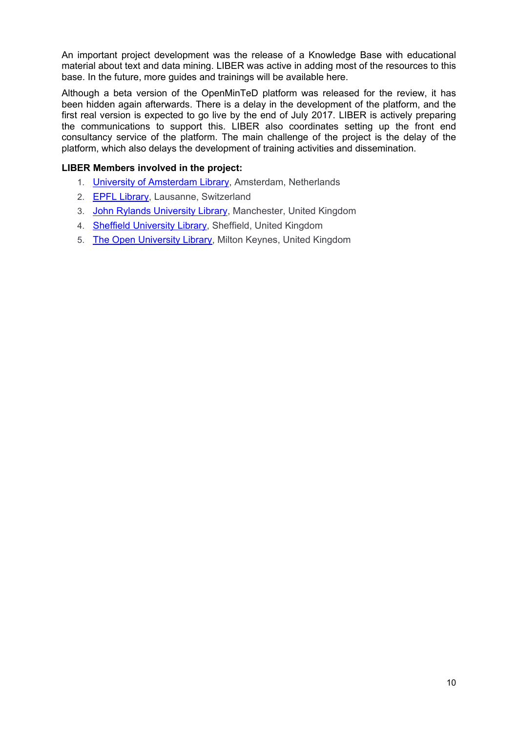An important project development was the release of a Knowledge Base with educational material about text and data mining. LIBER was active in adding most of the resources to this base. In the future, more guides and trainings will be available here.

Although a beta version of the OpenMinTeD platform was released for the review, it has been hidden again afterwards. There is a delay in the development of the platform, and the first real version is expected to go live by the end of July 2017. LIBER is actively preparing the communications to support this. LIBER also coordinates setting up the front end consultancy service of the platform. The main challenge of the project is the delay of the platform, which also delays the development of training activities and dissemination.

**LIBER Members involved in the project:**

1. University of Amsterdam Library, Amsterdam, Netherlands
2. EPFL Library, Lausanne, Switzerland
3. John Rylands University Library, Manchester, United Kingdom
4. Sheffield University Library, Sheffield, United Kingdom
5. The Open University Library, Milton Keynes, United Kingdom